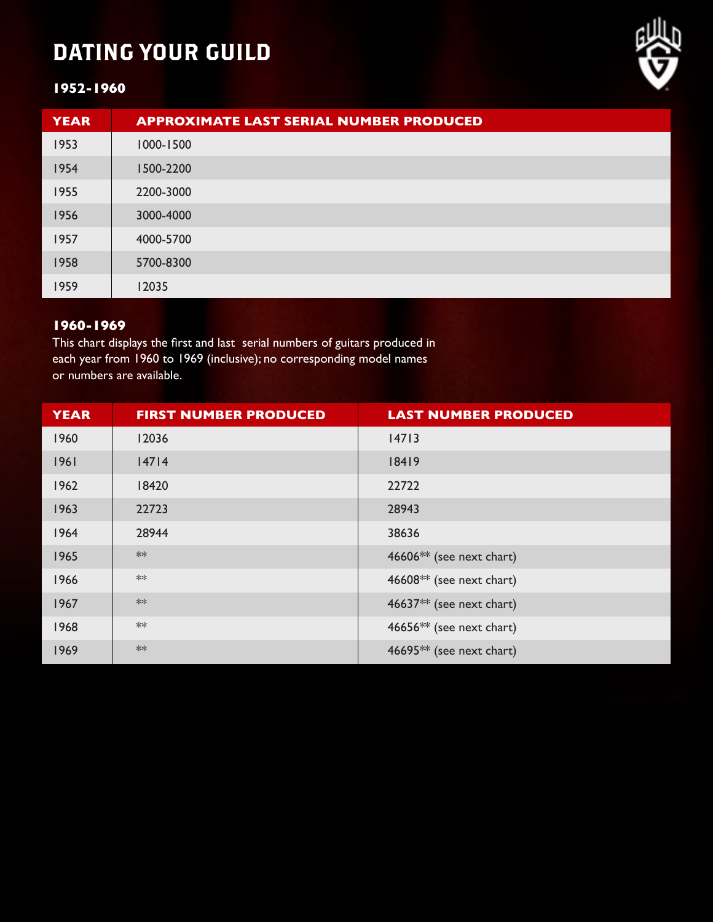# DATING YOUR GUILD

### 1952-1960

| YEAR | APPROXIMATE LAST SERIAL NUMBER PRODUCED |
|---|---|
| 1953 | 1000-1500 |
| 1954 | 1500-2200 |
| 1955 | 2200-3000 |
| 1956 | 3000-4000 |
| 1957 | 4000-5700 |
| 1958 | 5700-8300 |
| 1959 | 12035 |

### 1960-1969

This chart displays the first and last serial numbers of guitars produced in each year from 1960 to 1969 (inclusive); no corresponding model names or numbers are available.

| YEAR | FIRST NUMBER PRODUCED | LAST NUMBER PRODUCED |
|---|---|---|
| 1960 | 12036 | 14713 |
| 1961 | 14714 | 18419 |
| 1962 | 18420 | 22722 |
| 1963 | 22723 | 28943 |
| 1964 | 28944 | 38636 |
| 1965 | ** | 46606** (see next chart) |
| 1966 | ** | 46608** (see next chart) |
| 1967 | ** | 46637** (see next chart) |
| 1968 | ** | 46656** (see next chart) |
| 1969 | ** | 46695** (see next chart) |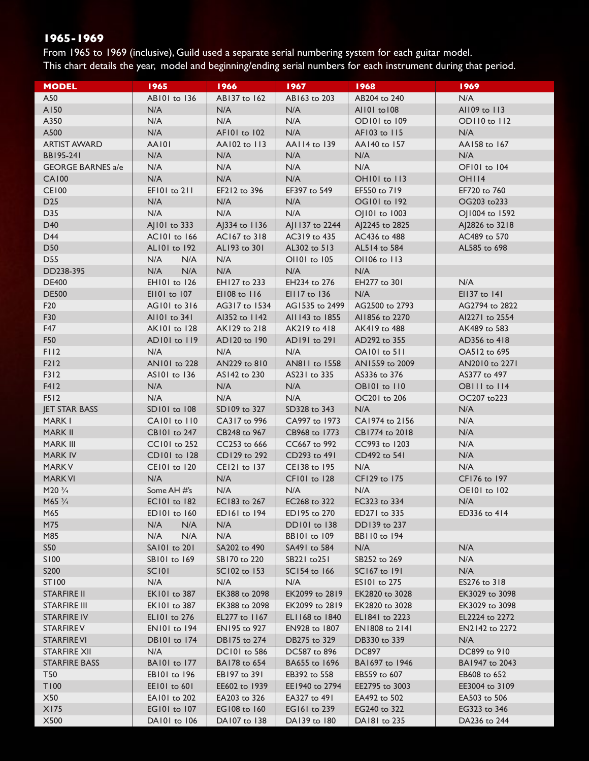**1965-1969**

From 1965 to 1969 (inclusive), Guild used a separate serial numbering system for each guitar model.
This chart details the year, model and beginning/ending serial numbers for each instrument during that period.

| MODEL | 1965 | 1966 | 1967 | 1968 | 1969 |
|---|---|---|---|---|---|
| A50 | AB101 to 136 | AB137 to 162 | AB163 to 203 | AB204 to 240 | N/A |
| A150 | N/A | N/A | N/A | AI101 to108 | AI109 to 113 |
| A350 | N/A | N/A | N/A | OD101 to 109 | OD110 to 112 |
| A500 | N/A | AF101 to 102 | N/A | AF103 to 115 | N/A |
| ARTIST AWARD | AA101 | AA102 to 113 | AA114 to 139 | AA140 to 157 | AA158 to 167 |
| BB195-241 | N/A | N/A | N/A | N/A | N/A |
| GEORGE BARNES a/e | N/A | N/A | N/A | N/A | OF101 to 104 |
| CA100 | N/A | N/A | N/A | OH101 to 113 | OH114 |
| CE100 | EF101 to 211 | EF212 to 396 | EF397 to 549 | EF550 to 719 | EF720 to 760 |
| D25 | N/A | N/A | N/A | OG101 to 192 | OG203 to233 |
| D35 | N/A | N/A | N/A | OJ101 to 1003 | OJ1004 to 1592 |
| D40 | AJ101 to 333 | AJ334 to 1136 | AJ1137 to 2244 | AJ2245 to 2825 | AJ2826 to 3218 |
| D44 | AC101 to 166 | AC167 to 318 | AC319 to 435 | AC436 to 488 | AC489 to 570 |
| D50 | AL101 to 192 | AL193 to 301 | AL302 to 513 | AL514 to 584 | AL585 to 698 |
| D55 | N/A N/A | N/A | OI101 to 105 | OI106 to 113 | |
| DD238-395 | N/A N/A | N/A | N/A | N/A | |
| DE400 | EH101 to 126 | EH127 to 233 | EH234 to 276 | EH277 to 301 | N/A |
| DE500 | EI101 to 107 | EI108 to 116 | EI117 to 136 | N/A | EI137 to 141 |
| F20 | AG101 to 316 | AG317 to 1534 | AG1535 to 2499 | AG2500 to 2793 | AG2794 to 2822 |
| F30 | AI101 to 341 | AI352 to 1142 | AI1143 to 1855 | AI1856 to 2270 | AI2271 to 2554 |
| F47 | AK101 to 128 | AK129 to 218 | AK219 to 418 | AK419 to 488 | AK489 to 583 |
| F50 | AD101 to 119 | AD120 to 190 | AD191 to 291 | AD292 to 355 | AD356 to 418 |
| F112 | N/A | N/A | N/A | OA101 to 511 | OA512 to 695 |
| F212 | AN101 to 228 | AN229 to 810 | AN811 to 1558 | AN1559 to 2009 | AN2010 to 2271 |
| F312 | AS101 to 136 | AS142 to 230 | AS231 to 335 | AS336 to 376 | AS377 to 497 |
| F412 | N/A | N/A | N/A | OB101 to 110 | OB111 to 114 |
| F512 | N/A | N/A | N/A | OC201 to 206 | OC207 to223 |
| JET STAR BASS | SD101 to 108 | SD109 to 327 | SD328 to 343 | N/A | N/A |
| MARK I | CA101 to 110 | CA317 to 996 | CA997 to 1973 | CA1974 to 2156 | N/A |
| MARK II | CB101 to 247 | CB248 to 967 | CB968 to 1773 | CB1774 to 2018 | N/A |
| MARK III | CC101 to 252 | CC253 to 666 | CC667 to 992 | CC993 to 1203 | N/A |
| MARK IV | CD101 to 128 | CD129 to 292 | CD293 to 491 | CD492 to 541 | N/A |
| MARK V | CE101 to 120 | CE121 to 137 | CE138 to 195 | N/A | N/A |
| MARK VI | N/A | N/A | CF101 to 128 | CF129 to 175 | CF176 to 197 |
| M20 ¾ | Some AH #'s | N/A | N/A | N/A | OE101 to 102 |
| M65 ¾ | EC101 to 182 | EC183 to 267 | EC268 to 322 | EC323 to 334 | N/A |
| M65 | ED101 to 160 | ED161 to 194 | ED195 to 270 | ED271 to 335 | ED336 to 414 |
| M75 | N/A N/A | N/A | DD101 to 138 | DD139 to 237 | |
| M85 | N/A N/A | N/A | BB101 to 109 | BB110 to 194 | |
| S50 | SA101 to 201 | SA202 to 490 | SA491 to 584 | N/A | N/A |
| S100 | SB101 to 169 | SB170 to 220 | SB221 to251 | SB252 to 269 | N/A |
| S200 | SC101 | SC102 to 153 | SC154 to 166 | SC167 to 191 | N/A |
| ST100 | N/A | N/A | N/A | ES101 to 275 | ES276 to 318 |
| STARFIRE II | EK101 to 387 | EK388 to 2098 | EK2099 to 2819 | EK2820 to 3028 | EK3029 to 3098 |
| STARFIRE III | EK101 to 387 | EK388 to 2098 | EK2099 to 2819 | EK2820 to 3028 | EK3029 to 3098 |
| STARFIRE IV | EL101 to 276 | EL277 to 1167 | EL1168 to 1840 | EL1841 to 2223 | EL2224 to 2272 |
| STARFIRE V | EN101 to 194 | EN195 to 927 | EN928 to 1807 | EN1808 to 2141 | EN2142 to 2272 |
| STARFIRE VI | DB101 to 174 | DB175 to 274 | DB275 to 329 | DB330 to 339 | N/A |
| STARFIRE XII | N/A | DC101 to 586 | DC587 to 896 | DC897 | DC899 to 910 |
| STARFIRE BASS | BA101 to 177 | BA178 to 654 | BA655 to 1696 | BA1697 to 1946 | BA1947 to 2043 |
| T50 | EB101 to 196 | EB197 to 391 | EB392 to 558 | EB559 to 607 | EB608 to 652 |
| T100 | EE101 to 601 | EE602 to 1939 | EE1940 to 2794 | EE2795 to 3003 | EE3004 to 3109 |
| X50 | EA101 to 202 | EA203 to 326 | EA327 to 491 | EA492 to 502 | EA503 to 506 |
| X175 | EG101 to 107 | EG108 to 160 | EG161 to 239 | EG240 to 322 | EG323 to 346 |
| X500 | DA101 to 106 | DA107 to 138 | DA139 to 180 | DA181 to 235 | DA236 to 244 |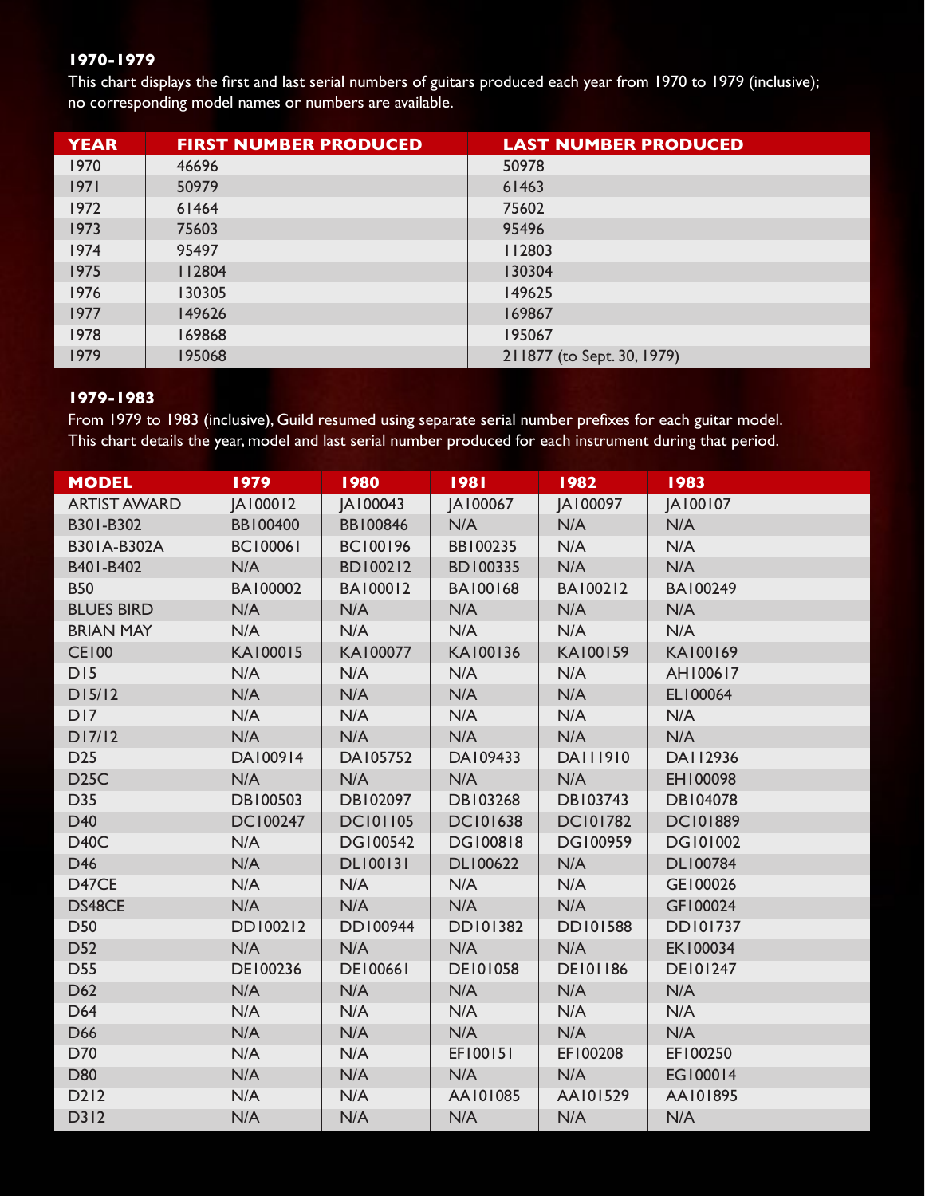### 1970-1979

This chart displays the first and last serial numbers of guitars produced each year from 1970 to 1979 (inclusive); no corresponding model names or numbers are available.

| YEAR | FIRST NUMBER PRODUCED | LAST NUMBER PRODUCED |
|---|---|---|
| 1970 | 46696 | 50978 |
| 1971 | 50979 | 61463 |
| 1972 | 61464 | 75602 |
| 1973 | 75603 | 95496 |
| 1974 | 95497 | 112803 |
| 1975 | 112804 | 130304 |
| 1976 | 130305 | 149625 |
| 1977 | 149626 | 169867 |
| 1978 | 169868 | 195067 |
| 1979 | 195068 | 211877 (to Sept. 30, 1979) |

### 1979-1983

From 1979 to 1983 (inclusive), Guild resumed using separate serial number prefixes for each guitar model. This chart details the year, model and last serial number produced for each instrument during that period.

| MODEL | 1979 | 1980 | 1981 | 1982 | 1983 |
|---|---|---|---|---|---|
| ARTIST AWARD | JA100012 | JA100043 | JA100067 | JA100097 | JA100107 |
| B301-B302 | BB100400 | BB100846 | N/A | N/A | N/A |
| B301A-B302A | BC100061 | BC100196 | BB100235 | N/A | N/A |
| B401-B402 | N/A | BD100212 | BD100335 | N/A | N/A |
| B50 | BA100002 | BA100012 | BA100168 | BA100212 | BA100249 |
| BLUES BIRD | N/A | N/A | N/A | N/A | N/A |
| BRIAN MAY | N/A | N/A | N/A | N/A | N/A |
| CE100 | KA100015 | KA100077 | KA100136 | KA100159 | KA100169 |
| D15 | N/A | N/A | N/A | N/A | AH100617 |
| D15/12 | N/A | N/A | N/A | N/A | EL100064 |
| D17 | N/A | N/A | N/A | N/A | N/A |
| D17/12 | N/A | N/A | N/A | N/A | N/A |
| D25 | DA100914 | DA105752 | DA109433 | DA111910 | DA112936 |
| D25C | N/A | N/A | N/A | N/A | EH100098 |
| D35 | DB100503 | DB102097 | DB103268 | DB103743 | DB104078 |
| D40 | DC100247 | DC101105 | DC101638 | DC101782 | DC101889 |
| D40C | N/A | DG100542 | DG100818 | DG100959 | DG101002 |
| D46 | N/A | DL100131 | DL100622 | N/A | DL100784 |
| D47CE | N/A | N/A | N/A | N/A | GE100026 |
| DS48CE | N/A | N/A | N/A | N/A | GF100024 |
| D50 | DD100212 | DD100944 | DD101382 | DD101588 | DD101737 |
| D52 | N/A | N/A | N/A | N/A | EK100034 |
| D55 | DE100236 | DE100661 | DE101058 | DE101186 | DE101247 |
| D62 | N/A | N/A | N/A | N/A | N/A |
| D64 | N/A | N/A | N/A | N/A | N/A |
| D66 | N/A | N/A | N/A | N/A | N/A |
| D70 | N/A | N/A | EF100151 | EF100208 | EF100250 |
| D80 | N/A | N/A | N/A | N/A | EG100014 |
| D212 | N/A | N/A | AA101085 | AA101529 | AA101895 |
| D312 | N/A | N/A | N/A | N/A | N/A |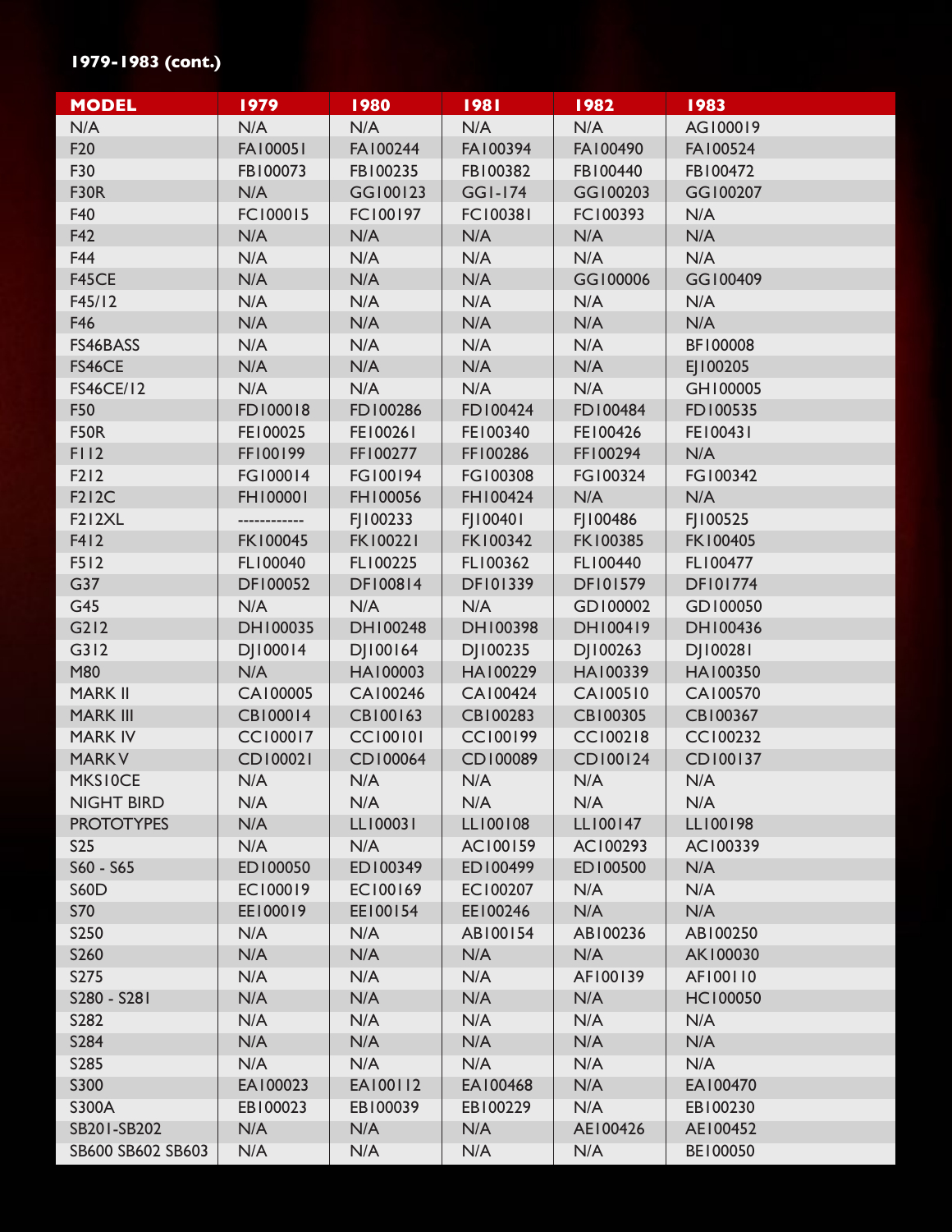**1979-1983 (cont.)**

| MODEL | 1979 | 1980 | 1981 | 1982 | 1983 |
|---|---|---|---|---|---|
| N/A | N/A | N/A | N/A | N/A | AG100019 |
| F20 | FA100051 | FA100244 | FA100394 | FA100490 | FA100524 |
| F30 | FB100073 | FB100235 | FB100382 | FB100440 | FB100472 |
| F30R | N/A | GG100123 | GG1-174 | GG100203 | GG100207 |
| F40 | FC100015 | FC100197 | FC100381 | FC100393 | N/A |
| F42 | N/A | N/A | N/A | N/A | N/A |
| F44 | N/A | N/A | N/A | N/A | N/A |
| F45CE | N/A | N/A | N/A | GG100006 | GG100409 |
| F45/12 | N/A | N/A | N/A | N/A | N/A |
| F46 | N/A | N/A | N/A | N/A | N/A |
| FS46BASS | N/A | N/A | N/A | N/A | BF100008 |
| FS46CE | N/A | N/A | N/A | N/A | EJ100205 |
| FS46CE/12 | N/A | N/A | N/A | N/A | GH100005 |
| F50 | FD100018 | FD100286 | FD100424 | FD100484 | FD100535 |
| F50R | FE100025 | FE100261 | FE100340 | FE100426 | FE100431 |
| F112 | FF100199 | FF100277 | FF100286 | FF100294 | N/A |
| F212 | FG100014 | FG100194 | FG100308 | FG100324 | FG100342 |
| F212C | FH100001 | FH100056 | FH100424 | N/A | N/A |
| F212XL | ------------ | FJ100233 | FJ100401 | FJ100486 | FJ100525 |
| F412 | FK100045 | FK100221 | FK100342 | FK100385 | FK100405 |
| F512 | FL100040 | FL100225 | FL100362 | FL100440 | FL100477 |
| G37 | DF100052 | DF100814 | DF101339 | DF101579 | DF101774 |
| G45 | N/A | N/A | N/A | GD100002 | GD100050 |
| G212 | DH100035 | DH100248 | DH100398 | DH100419 | DH100436 |
| G312 | DJ100014 | DJ100164 | DJ100235 | DJ100263 | DJ100281 |
| M80 | N/A | HA100003 | HA100229 | HA100339 | HA100350 |
| MARK II | CA100005 | CA100246 | CA100424 | CA100510 | CA100570 |
| MARK III | CB100014 | CB100163 | CB100283 | CB100305 | CB100367 |
| MARK IV | CC100017 | CC100101 | CC100199 | CC100218 | CC100232 |
| MARK V | CD100021 | CD100064 | CD100089 | CD100124 | CD100137 |
| MKS10CE | N/A | N/A | N/A | N/A | N/A |
| NIGHT BIRD | N/A | N/A | N/A | N/A | N/A |
| PROTOTYPES | N/A | LL100031 | LL100108 | LL100147 | LL100198 |
| S25 | N/A | N/A | AC100159 | AC100293 | AC100339 |
| S60 - S65 | ED100050 | ED100349 | ED100499 | ED100500 | N/A |
| S60D | EC100019 | EC100169 | EC100207 | N/A | N/A |
| S70 | EE100019 | EE100154 | EE100246 | N/A | N/A |
| S250 | N/A | N/A | AB100154 | AB100236 | AB100250 |
| S260 | N/A | N/A | N/A | N/A | AK100030 |
| S275 | N/A | N/A | N/A | AF100139 | AF100110 |
| S280 - S281 | N/A | N/A | N/A | N/A | HC100050 |
| S282 | N/A | N/A | N/A | N/A | N/A |
| S284 | N/A | N/A | N/A | N/A | N/A |
| S285 | N/A | N/A | N/A | N/A | N/A |
| S300 | EA100023 | EA100112 | EA100468 | N/A | EA100470 |
| S300A | EB100023 | EB100039 | EB100229 | N/A | EB100230 |
| SB201-SB202 | N/A | N/A | N/A | AE100426 | AE100452 |
| SB600 SB602 SB603 | N/A | N/A | N/A | N/A | BE100050 |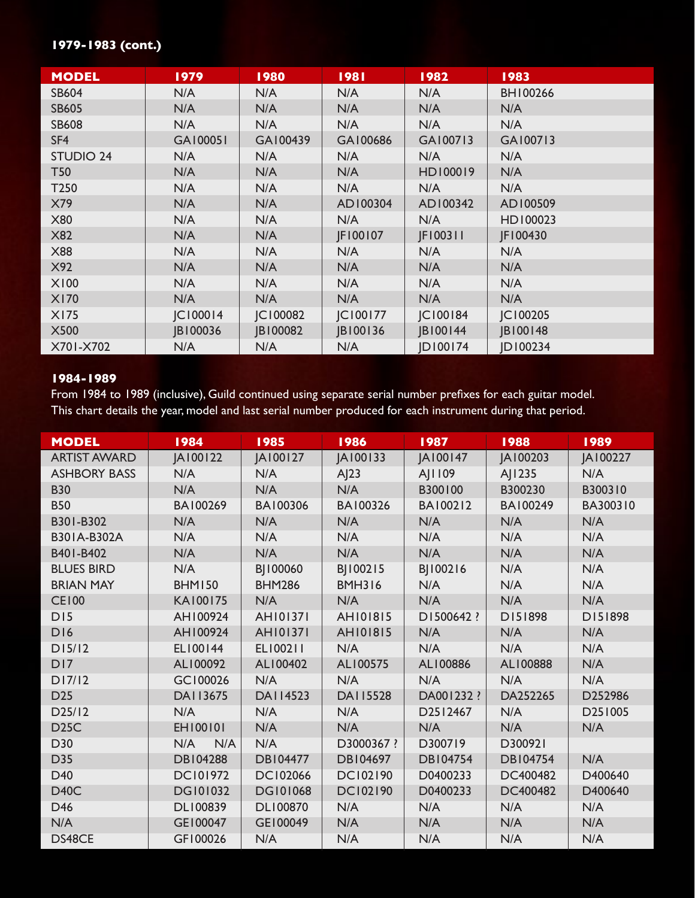**1979-1983 (cont.)**

| MODEL | 1979 | 1980 | 1981 | 1982 | 1983 |
|---|---|---|---|---|---|
| SB604 | N/A | N/A | N/A | N/A | BH100266 |
| SB605 | N/A | N/A | N/A | N/A | N/A |
| SB608 | N/A | N/A | N/A | N/A | N/A |
| SF4 | GA100051 | GA100439 | GA100686 | GA100713 | GA100713 |
| STUDIO 24 | N/A | N/A | N/A | N/A | N/A |
| T50 | N/A | N/A | N/A | HD100019 | N/A |
| T250 | N/A | N/A | N/A | N/A | N/A |
| X79 | N/A | N/A | AD100304 | AD100342 | AD100509 |
| X80 | N/A | N/A | N/A | N/A | HD100023 |
| X82 | N/A | N/A | JF100107 | JF100311 | JF100430 |
| X88 | N/A | N/A | N/A | N/A | N/A |
| X92 | N/A | N/A | N/A | N/A | N/A |
| X100 | N/A | N/A | N/A | N/A | N/A |
| X170 | N/A | N/A | N/A | N/A | N/A |
| X175 | JC100014 | JC100082 | JC100177 | JC100184 | JC100205 |
| X500 | JB100036 | JB100082 | JB100136 | JB100144 | JB100148 |
| X701-X702 | N/A | N/A | N/A | JD100174 | JD100234 |

**1984-1989**

From 1984 to 1989 (inclusive), Guild continued using separate serial number prefixes for each guitar model. This chart details the year, model and last serial number produced for each instrument during that period.

| MODEL | 1984 | 1985 | 1986 | 1987 | 1988 | 1989 |
|---|---|---|---|---|---|---|
| ARTIST AWARD | JA100122 | JA100127 | JA100133 | JA100147 | JA100203 | JA100227 |
| ASHBORY BASS | N/A | N/A | AJ23 | AJ1109 | AJ1235 | N/A |
| B30 | N/A | N/A | N/A | B300100 | B300230 | B300310 |
| B50 | BA100269 | BA100306 | BA100326 | BA100212 | BA100249 | BA300310 |
| B301-B302 | N/A | N/A | N/A | N/A | N/A | N/A |
| B301A-B302A | N/A | N/A | N/A | N/A | N/A | N/A |
| B401-B402 | N/A | N/A | N/A | N/A | N/A | N/A |
| BLUES BIRD | N/A | BJ100060 | BJ100215 | BJ100216 | N/A | N/A |
| BRIAN MAY | BHM150 | BHM286 | BMH316 | N/A | N/A | N/A |
| CE100 | KA100175 | N/A | N/A | N/A | N/A | N/A |
| D15 | AH100924 | AH101371 | AH101815 | D1500642 ? | D151898 | D151898 |
| D16 | AH100924 | AH101371 | AH101815 | N/A | N/A | N/A |
| D15/12 | EL100144 | EL100211 | N/A | N/A | N/A | N/A |
| D17 | AL100092 | AL100402 | AL100575 | AL100886 | AL100888 | N/A |
| D17/12 | GC100026 | N/A | N/A | N/A | N/A | N/A |
| D25 | DA113675 | DA114523 | DA115528 | DA001232 ? | DA252265 | D252986 |
| D25/12 | N/A | N/A | N/A | D2512467 | N/A | D251005 |
| D25C | EH100101 | N/A | N/A | N/A | N/A | N/A |
| D30 | N/A N/A | N/A | D3000367 ? | D300719 | D300921 | |
| D35 | DB104288 | DB104477 | DB104697 | DB104754 | DB104754 | N/A |
| D40 | DC101972 | DC102066 | DC102190 | D0400233 | DC400482 | D400640 |
| D40C | DG101032 | DG101068 | DC102190 | D0400233 | DC400482 | D400640 |
| D46 | DL100839 | DL100870 | N/A | N/A | N/A | N/A |
| N/A | GE100047 | GE100049 | N/A | N/A | N/A | N/A |
| DS48CE | GF100026 | N/A | N/A | N/A | N/A | N/A |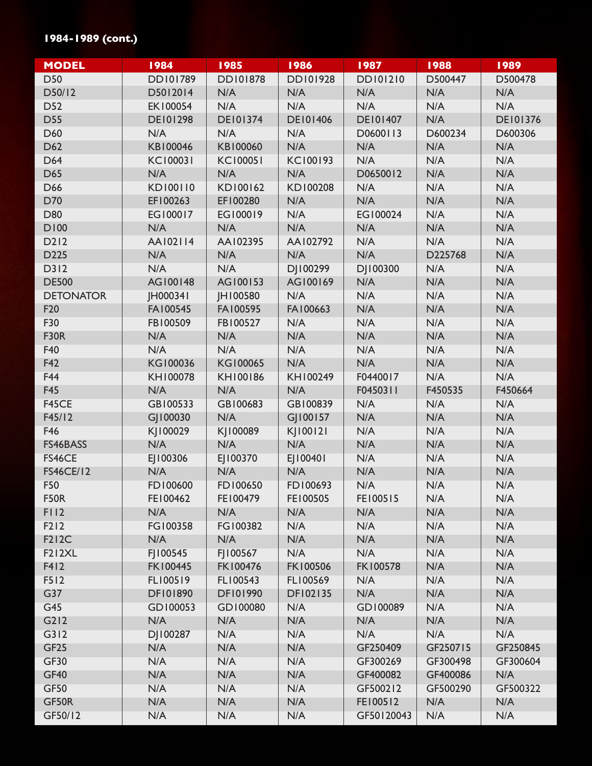**1984-1989 (cont.)**

| MODEL | 1984 | 1985 | 1986 | 1987 | 1988 | 1989 |
|---|---|---|---|---|---|---|
| D50 | DD101789 | DD101878 | DD101928 | DD101210 | D500447 | D500478 |
| D50/12 | D5012014 | N/A | N/A | N/A | N/A | N/A |
| D52 | EK100054 | N/A | N/A | N/A | N/A | N/A |
| D55 | DE101298 | DE101374 | DE101406 | DE101407 | N/A | DE101376 |
| D60 | N/A | N/A | N/A | D0600113 | D600234 | D600306 |
| D62 | KB100046 | KB100060 | N/A | N/A | N/A | N/A |
| D64 | KC100031 | KC100051 | KC100193 | N/A | N/A | N/A |
| D65 | N/A | N/A | N/A | D0650012 | N/A | N/A |
| D66 | KD100110 | KD100162 | KD100208 | N/A | N/A | N/A |
| D70 | EF100263 | EF100280 | N/A | N/A | N/A | N/A |
| D80 | EG100017 | EG100019 | N/A | EG100024 | N/A | N/A |
| D100 | N/A | N/A | N/A | N/A | N/A | N/A |
| D212 | AA102114 | AA102395 | AA102792 | N/A | N/A | N/A |
| D225 | N/A | N/A | N/A | N/A | D225768 | N/A |
| D312 | N/A | N/A | DJ100299 | DJ100300 | N/A | N/A |
| DE500 | AG100148 | AG100153 | AG100169 | N/A | N/A | N/A |
| DETONATOR | JH000341 | JH100580 | N/A | N/A | N/A | N/A |
| F20 | FA100545 | FA100595 | FA100663 | N/A | N/A | N/A |
| F30 | FB100509 | FB100527 | N/A | N/A | N/A | N/A |
| F30R | N/A | N/A | N/A | N/A | N/A | N/A |
| F40 | N/A | N/A | N/A | N/A | N/A | N/A |
| F42 | KG100036 | KG100065 | N/A | N/A | N/A | N/A |
| F44 | KH100078 | KH100186 | KH100249 | F0440017 | N/A | N/A |
| F45 | N/A | N/A | N/A | F0450311 | F450535 | F450664 |
| F45CE | GB100533 | GB100683 | GB100839 | N/A | N/A | N/A |
| F45/12 | GJ100030 | N/A | GJ100157 | N/A | N/A | N/A |
| F46 | KJ100029 | KJ100089 | KJ100121 | N/A | N/A | N/A |
| FS46BASS | N/A | N/A | N/A | N/A | N/A | N/A |
| FS46CE | EJ100306 | EJ100370 | EJ100401 | N/A | N/A | N/A |
| FS46CE/12 | N/A | N/A | N/A | N/A | N/A | N/A |
| F50 | FD100600 | FD100650 | FD100693 | N/A | N/A | N/A |
| F50R | FE100462 | FE100479 | FE100505 | FE100515 | N/A | N/A |
| F112 | N/A | N/A | N/A | N/A | N/A | N/A |
| F212 | FG100358 | FG100382 | N/A | N/A | N/A | N/A |
| F212C | N/A | N/A | N/A | N/A | N/A | N/A |
| F212XL | FJ100545 | FJ100567 | N/A | N/A | N/A | N/A |
| F412 | FK100445 | FK100476 | FK100506 | FK100578 | N/A | N/A |
| F512 | FL100519 | FL100543 | FL100569 | N/A | N/A | N/A |
| G37 | DF101890 | DF101990 | DF102135 | N/A | N/A | N/A |
| G45 | GD100053 | GD100080 | N/A | GD100089 | N/A | N/A |
| G212 | N/A | N/A | N/A | N/A | N/A | N/A |
| G312 | DJ100287 | N/A | N/A | N/A | N/A | N/A |
| GF25 | N/A | N/A | N/A | GF250409 | GF250715 | GF250845 |
| GF30 | N/A | N/A | N/A | GF300269 | GF300498 | GF300604 |
| GF40 | N/A | N/A | N/A | GF400082 | GF400086 | N/A |
| GF50 | N/A | N/A | N/A | GF500212 | GF500290 | GF500322 |
| GF50R | N/A | N/A | N/A | FE100512 | N/A | N/A |
| GF50/12 | N/A | N/A | N/A | GF50120043 | N/A | N/A |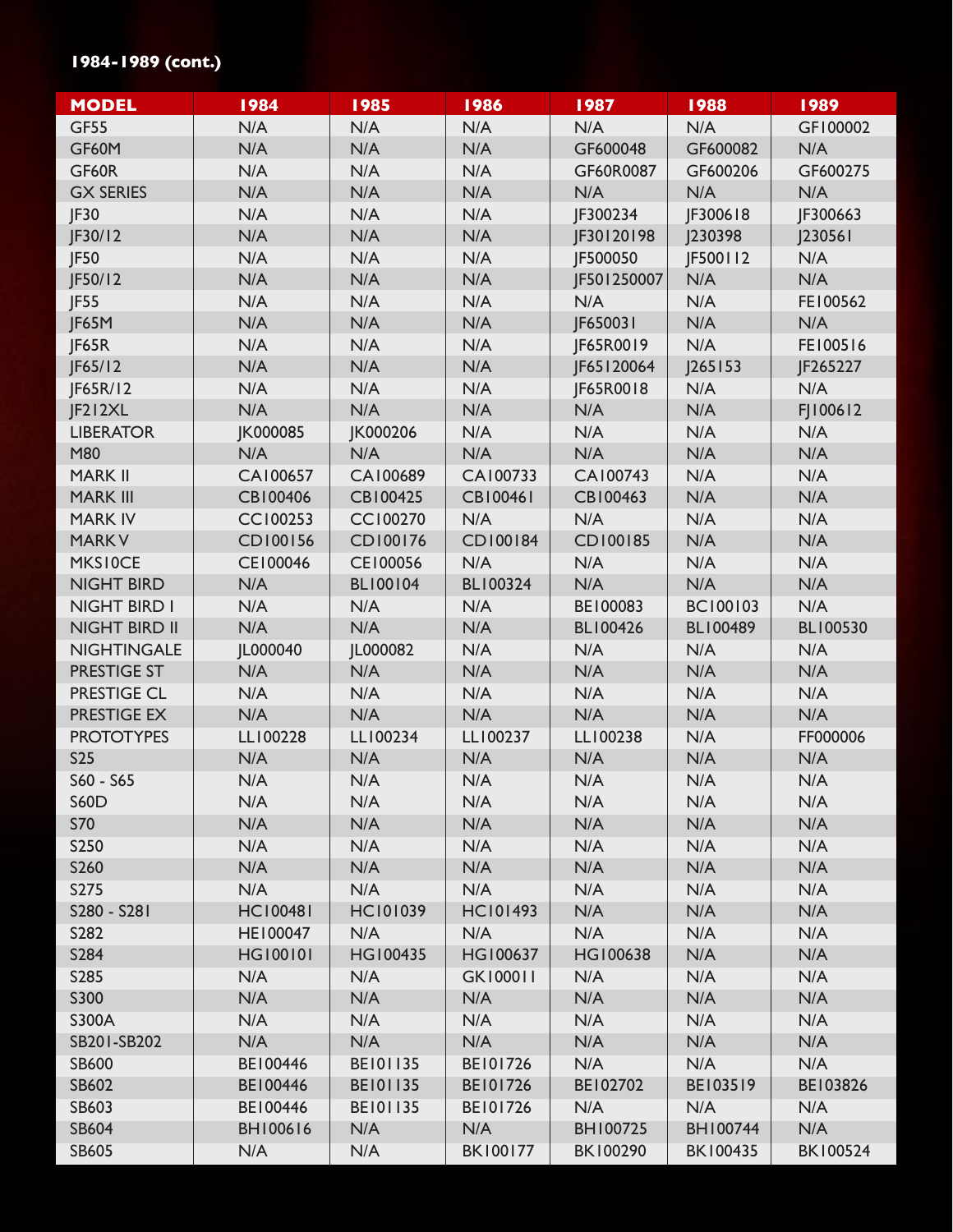**1984-1989 (cont.)**

| MODEL | 1984 | 1985 | 1986 | 1987 | 1988 | 1989 |
|---|---|---|---|---|---|---|
| GF55 | N/A | N/A | N/A | N/A | N/A | GF100002 |
| GF60M | N/A | N/A | N/A | GF600048 | GF600082 | N/A |
| GF60R | N/A | N/A | N/A | GF60R0087 | GF600206 | GF600275 |
| GX SERIES | N/A | N/A | N/A | N/A | N/A | N/A |
| JF30 | N/A | N/A | N/A | JF300234 | JF300618 | JF300663 |
| JF30/12 | N/A | N/A | N/A | JF30120198 | J230398 | J230561 |
| JF50 | N/A | N/A | N/A | JF500050 | JF500112 | N/A |
| JF50/12 | N/A | N/A | N/A | JF501250007 | N/A | N/A |
| JF55 | N/A | N/A | N/A | N/A | N/A | FE100562 |
| JF65M | N/A | N/A | N/A | JF650031 | N/A | N/A |
| JF65R | N/A | N/A | N/A | JF65R0019 | N/A | FE100516 |
| JF65/12 | N/A | N/A | N/A | JF65120064 | J265153 | JF265227 |
| JF65R/12 | N/A | N/A | N/A | JF65R0018 | N/A | N/A |
| JF212XL | N/A | N/A | N/A | N/A | N/A | FJ100612 |
| LIBERATOR | JK000085 | JK000206 | N/A | N/A | N/A | N/A |
| M80 | N/A | N/A | N/A | N/A | N/A | N/A |
| MARK II | CA100657 | CA100689 | CA100733 | CA100743 | N/A | N/A |
| MARK III | CB100406 | CB100425 | CB100461 | CB100463 | N/A | N/A |
| MARK IV | CC100253 | CC100270 | N/A | N/A | N/A | N/A |
| MARK V | CD100156 | CD100176 | CD100184 | CD100185 | N/A | N/A |
| MKS10CE | CE100046 | CE100056 | N/A | N/A | N/A | N/A |
| NIGHT BIRD | N/A | BL100104 | BL100324 | N/A | N/A | N/A |
| NIGHT BIRD I | N/A | N/A | N/A | BE100083 | BC100103 | N/A |
| NIGHT BIRD II | N/A | N/A | N/A | BL100426 | BL100489 | BL100530 |
| NIGHTINGALE | JL000040 | JL000082 | N/A | N/A | N/A | N/A |
| PRESTIGE ST | N/A | N/A | N/A | N/A | N/A | N/A |
| PRESTIGE CL | N/A | N/A | N/A | N/A | N/A | N/A |
| PRESTIGE EX | N/A | N/A | N/A | N/A | N/A | N/A |
| PROTOTYPES | LL100228 | LL100234 | LL100237 | LL100238 | N/A | FF000006 |
| S25 | N/A | N/A | N/A | N/A | N/A | N/A |
| S60 - S65 | N/A | N/A | N/A | N/A | N/A | N/A |
| S60D | N/A | N/A | N/A | N/A | N/A | N/A |
| S70 | N/A | N/A | N/A | N/A | N/A | N/A |
| S250 | N/A | N/A | N/A | N/A | N/A | N/A |
| S260 | N/A | N/A | N/A | N/A | N/A | N/A |
| S275 | N/A | N/A | N/A | N/A | N/A | N/A |
| S280 - S281 | HC100481 | HC101039 | HC101493 | N/A | N/A | N/A |
| S282 | HE100047 | N/A | N/A | N/A | N/A | N/A |
| S284 | HG100101 | HG100435 | HG100637 | HG100638 | N/A | N/A |
| S285 | N/A | N/A | GK100011 | N/A | N/A | N/A |
| S300 | N/A | N/A | N/A | N/A | N/A | N/A |
| S300A | N/A | N/A | N/A | N/A | N/A | N/A |
| SB201-SB202 | N/A | N/A | N/A | N/A | N/A | N/A |
| SB600 | BE100446 | BE101135 | BE101726 | N/A | N/A | N/A |
| SB602 | BE100446 | BE101135 | BE101726 | BE102702 | BE103519 | BE103826 |
| SB603 | BE100446 | BE101135 | BE101726 | N/A | N/A | N/A |
| SB604 | BH100616 | N/A | N/A | BH100725 | BH100744 | N/A |
| SB605 | N/A | N/A | BK100177 | BK100290 | BK100435 | BK100524 |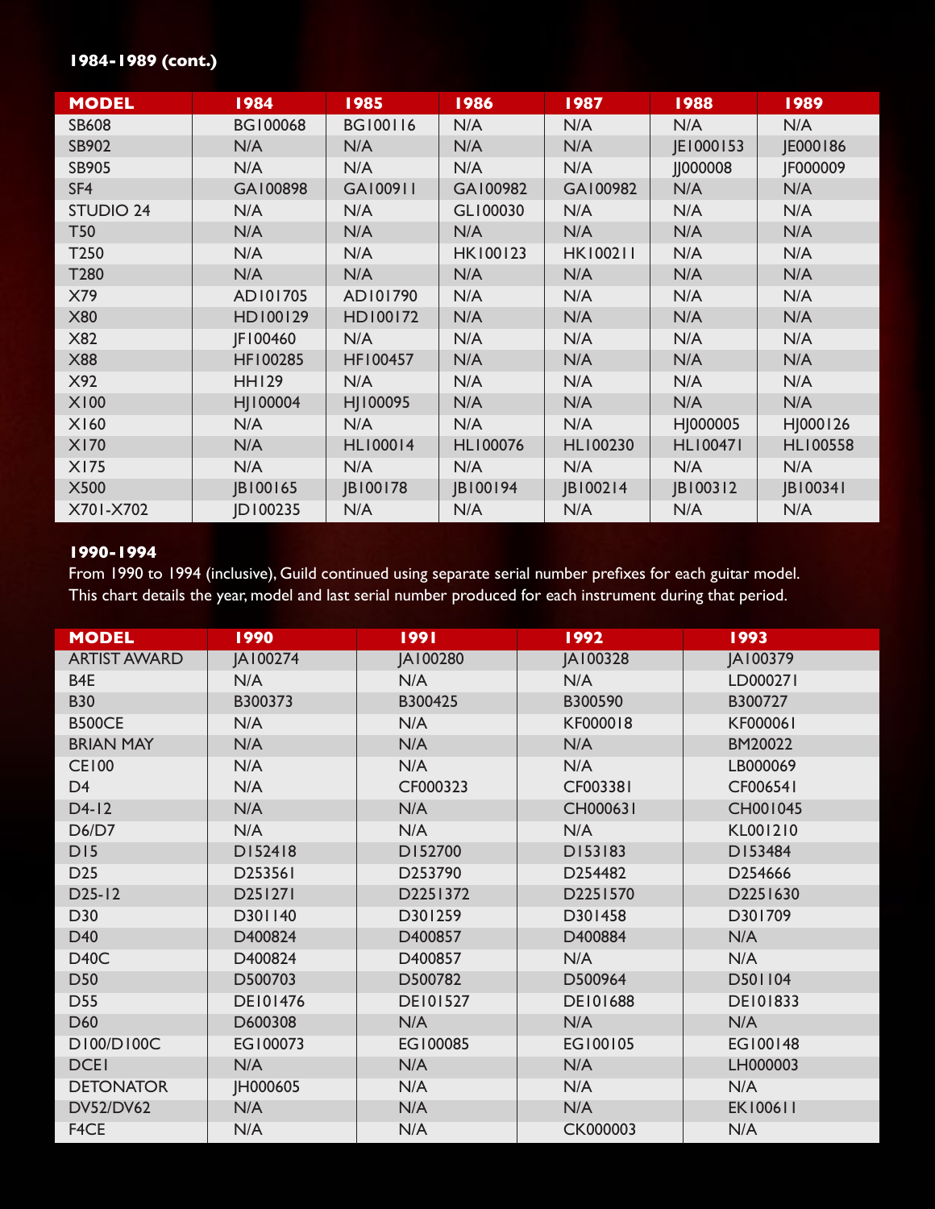**1984-1989 (cont.)**

| MODEL | 1984 | 1985 | 1986 | 1987 | 1988 | 1989 |
|---|---|---|---|---|---|---|
| SB608 | BG100068 | BG100116 | N/A | N/A | N/A | N/A |
| SB902 | N/A | N/A | N/A | N/A | JE1000153 | JE000186 |
| SB905 | N/A | N/A | N/A | N/A | JJ000008 | JF000009 |
| SF4 | GA100898 | GA100911 | GA100982 | GA100982 | N/A | N/A |
| STUDIO 24 | N/A | N/A | GL100030 | N/A | N/A | N/A |
| T50 | N/A | N/A | N/A | N/A | N/A | N/A |
| T250 | N/A | N/A | HK100123 | HK100211 | N/A | N/A |
| T280 | N/A | N/A | N/A | N/A | N/A | N/A |
| X79 | AD101705 | AD101790 | N/A | N/A | N/A | N/A |
| X80 | HD100129 | HD100172 | N/A | N/A | N/A | N/A |
| X82 | JF100460 | N/A | N/A | N/A | N/A | N/A |
| X88 | HF100285 | HF100457 | N/A | N/A | N/A | N/A |
| X92 | HH129 | N/A | N/A | N/A | N/A | N/A |
| X100 | HJ100004 | HJ100095 | N/A | N/A | N/A | N/A |
| X160 | N/A | N/A | N/A | N/A | HJ000005 | HJ000126 |
| X170 | N/A | HL100014 | HL100076 | HL100230 | HL100471 | HL100558 |
| X175 | N/A | N/A | N/A | N/A | N/A | N/A |
| X500 | JB100165 | JB100178 | JB100194 | JB100214 | JB100312 | JB100341 |
| X701-X702 | JD100235 | N/A | N/A | N/A | N/A | N/A |

**1990-1994**

From 1990 to 1994 (inclusive), Guild continued using separate serial number prefixes for each guitar model. This chart details the year, model and last serial number produced for each instrument during that period.

| MODEL | 1990 | 1991 | 1992 | 1993 |
|---|---|---|---|---|
| ARTIST AWARD | JA100274 | JA100280 | JA100328 | JA100379 |
| B4E | N/A | N/A | N/A | LD000271 |
| B30 | B300373 | B300425 | B300590 | B300727 |
| B500CE | N/A | N/A | KF000018 | KF000061 |
| BRIAN MAY | N/A | N/A | N/A | BM20022 |
| CE100 | N/A | N/A | N/A | LB000069 |
| D4 | N/A | CF000323 | CF003381 | CF006541 |
| D4-12 | N/A | N/A | CH000631 | CH001045 |
| D6/D7 | N/A | N/A | N/A | KL001210 |
| D15 | D152418 | D152700 | D153183 | D153484 |
| D25 | D253561 | D253790 | D254482 | D254666 |
| D25-12 | D251271 | D2251372 | D2251570 | D2251630 |
| D30 | D301140 | D301259 | D301458 | D301709 |
| D40 | D400824 | D400857 | D400884 | N/A |
| D40C | D400824 | D400857 | N/A | N/A |
| D50 | D500703 | D500782 | D500964 | D501104 |
| D55 | DE101476 | DE101527 | DE101688 | DE101833 |
| D60 | D600308 | N/A | N/A | N/A |
| D100/D100C | EG100073 | EG100085 | EG100105 | EG100148 |
| DCE1 | N/A | N/A | N/A | LH000003 |
| DETONATOR | JH000605 | N/A | N/A | N/A |
| DV52/DV62 | N/A | N/A | N/A | EK100611 |
| F4CE | N/A | N/A | CK000003 | N/A |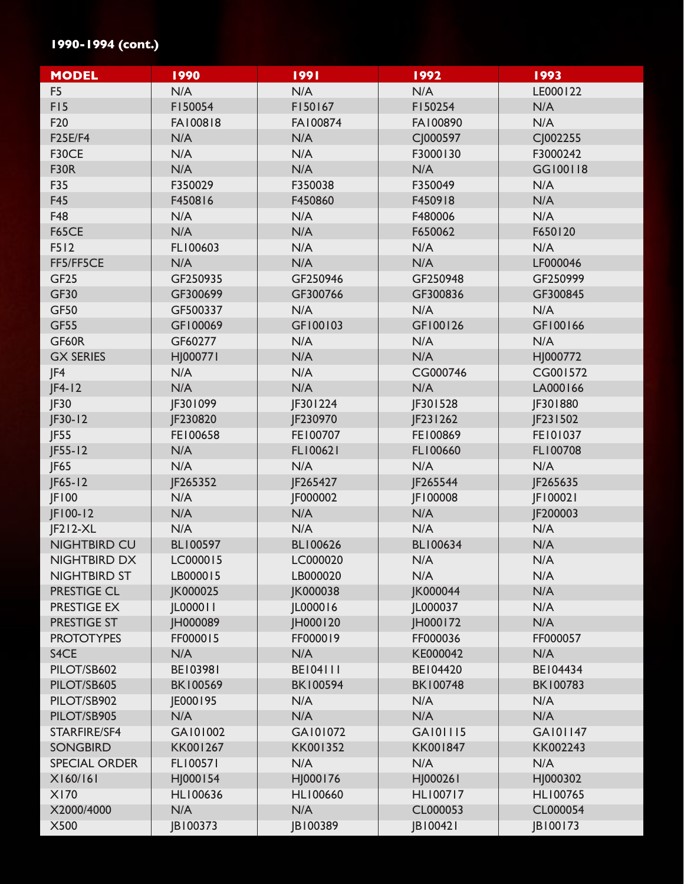**1990-1994 (cont.)**

| MODEL | 1990 | 1991 | 1992 | 1993 |
|---|---|---|---|---|
| F5 | N/A | N/A | N/A | LE000122 |
| F15 | F150054 | F150167 | F150254 | N/A |
| F20 | FA100818 | FA100874 | FA100890 | N/A |
| F25E/F4 | N/A | N/A | CJ000597 | CJ002255 |
| F30CE | N/A | N/A | F3000130 | F3000242 |
| F30R | N/A | N/A | N/A | GG100118 |
| F35 | F350029 | F350038 | F350049 | N/A |
| F45 | F450816 | F450860 | F450918 | N/A |
| F48 | N/A | N/A | F480006 | N/A |
| F65CE | N/A | N/A | F650062 | F650120 |
| F512 | FL100603 | N/A | N/A | N/A |
| FF5/FF5CE | N/A | N/A | N/A | LF000046 |
| GF25 | GF250935 | GF250946 | GF250948 | GF250999 |
| GF30 | GF300699 | GF300766 | GF300836 | GF300845 |
| GF50 | GF500337 | N/A | N/A | N/A |
| GF55 | GF100069 | GF100103 | GF100126 | GF100166 |
| GF60R | GF60277 | N/A | N/A | N/A |
| GX SERIES | HJ000771 | N/A | N/A | HJ000772 |
| JF4 | N/A | N/A | CG000746 | CG001572 |
| JF4-12 | N/A | N/A | N/A | LA000166 |
| JF30 | JF301099 | JF301224 | JF301528 | JF301880 |
| JF30-12 | JF230820 | JF230970 | JF231262 | JF231502 |
| JF55 | FE100658 | FE100707 | FE100869 | FE101037 |
| JF55-12 | N/A | FL100621 | FL100660 | FL100708 |
| JF65 | N/A | N/A | N/A | N/A |
| JF65-12 | JF265352 | JF265427 | JF265544 | JF265635 |
| JF100 | N/A | JF000002 | JF100008 | JF100021 |
| JF100-12 | N/A | N/A | N/A | JF200003 |
| JF212-XL | N/A | N/A | N/A | N/A |
| NIGHTBIRD CU | BL100597 | BL100626 | BL100634 | N/A |
| NIGHTBIRD DX | LC000015 | LC000020 | N/A | N/A |
| NIGHTBIRD ST | LB000015 | LB000020 | N/A | N/A |
| PRESTIGE CL | JK000025 | JK000038 | JK000044 | N/A |
| PRESTIGE EX | JL000011 | JL000016 | JL000037 | N/A |
| PRESTIGE ST | JH000089 | JH000120 | JH000172 | N/A |
| PROTOTYPES | FF000015 | FF000019 | FF000036 | FF000057 |
| S4CE | N/A | N/A | KE000042 | N/A |
| PILOT/SB602 | BE103981 | BE104111 | BE104420 | BE104434 |
| PILOT/SB605 | BK100569 | BK100594 | BK100748 | BK100783 |
| PILOT/SB902 | JE000195 | N/A | N/A | N/A |
| PILOT/SB905 | N/A | N/A | N/A | N/A |
| STARFIRE/SF4 | GA101002 | GA101072 | GA101115 | GA101147 |
| SONGBIRD | KK001267 | KK001352 | KK001847 | KK002243 |
| SPECIAL ORDER | FL100571 | N/A | N/A | N/A |
| X160/161 | HJ000154 | HJ000176 | HJ000261 | HJ000302 |
| X170 | HL100636 | HL100660 | HL100717 | HL100765 |
| X2000/4000 | N/A | N/A | CL000053 | CL000054 |
| X500 | JB100373 | JB100389 | JB100421 | JB100173 |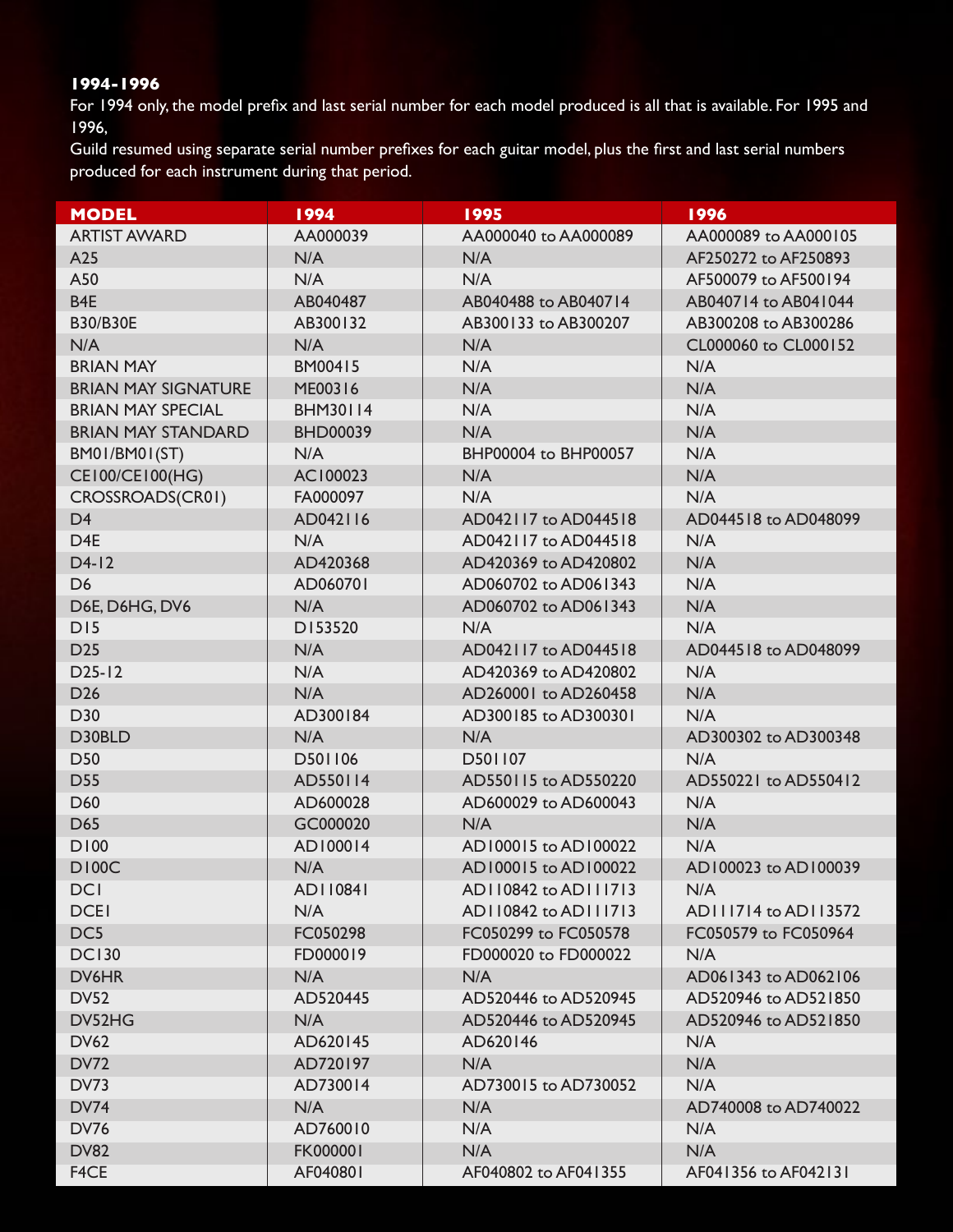### 1994-1996

For 1994 only, the model prefix and last serial number for each model produced is all that is available. For 1995 and 1996,
Guild resumed using separate serial number prefixes for each guitar model, plus the first and last serial numbers produced for each instrument during that period.

| MODEL | 1994 | 1995 | 1996 |
|---|---|---|---|
| ARTIST AWARD | AA000039 | AA000040 to AA000089 | AA000089 to AA000105 |
| A25 | N/A | N/A | AF250272 to AF250893 |
| A50 | N/A | N/A | AF500079 to AF500194 |
| B4E | AB040487 | AB040488 to AB040714 | AB040714 to AB041044 |
| B30/B30E | AB300132 | AB300133 to AB300207 | AB300208 to AB300286 |
| N/A | N/A | N/A | CL000060 to CL000152 |
| BRIAN MAY | BM00415 | N/A | N/A |
| BRIAN MAY SIGNATURE | ME00316 | N/A | N/A |
| BRIAN MAY SPECIAL | BHM30114 | N/A | N/A |
| BRIAN MAY STANDARD | BHD00039 | N/A | N/A |
| BM01/BM01(ST) | N/A | BHP00004 to BHP00057 | N/A |
| CE100/CE100(HG) | AC100023 | N/A | N/A |
| CROSSROADS(CR01) | FA000097 | N/A | N/A |
| D4 | AD042116 | AD042117 to AD044518 | AD044518 to AD048099 |
| D4E | N/A | AD042117 to AD044518 | N/A |
| D4-12 | AD420368 | AD420369 to AD420802 | N/A |
| D6 | AD060701 | AD060702 to AD061343 | N/A |
| D6E, D6HG, DV6 | N/A | AD060702 to AD061343 | N/A |
| D15 | D153520 | N/A | N/A |
| D25 | N/A | AD042117 to AD044518 | AD044518 to AD048099 |
| D25-12 | N/A | AD420369 to AD420802 | N/A |
| D26 | N/A | AD260001 to AD260458 | N/A |
| D30 | AD300184 | AD300185 to AD300301 | N/A |
| D30BLD | N/A | N/A | AD300302 to AD300348 |
| D50 | D501106 | D501107 | N/A |
| D55 | AD550114 | AD550115 to AD550220 | AD550221 to AD550412 |
| D60 | AD600028 | AD600029 to AD600043 | N/A |
| D65 | GC000020 | N/A | N/A |
| D100 | AD100014 | AD100015 to AD100022 | N/A |
| D100C | N/A | AD100015 to AD100022 | AD100023 to AD100039 |
| DC1 | AD110841 | AD110842 to AD111713 | N/A |
| DCE1 | N/A | AD110842 to AD111713 | AD111714 to AD113572 |
| DC5 | FC050298 | FC050299 to FC050578 | FC050579 to FC050964 |
| DC130 | FD000019 | FD000020 to FD000022 | N/A |
| DV6HR | N/A | N/A | AD061343 to AD062106 |
| DV52 | AD520445 | AD520446 to AD520945 | AD520946 to AD521850 |
| DV52HG | N/A | AD520446 to AD520945 | AD520946 to AD521850 |
| DV62 | AD620145 | AD620146 | N/A |
| DV72 | AD720197 | N/A | N/A |
| DV73 | AD730014 | AD730015 to AD730052 | N/A |
| DV74 | N/A | N/A | AD740008 to AD740022 |
| DV76 | AD760010 | N/A | N/A |
| DV82 | FK000001 | N/A | N/A |
| F4CE | AF040801 | AF040802 to AF041355 | AF041356 to AF042131 |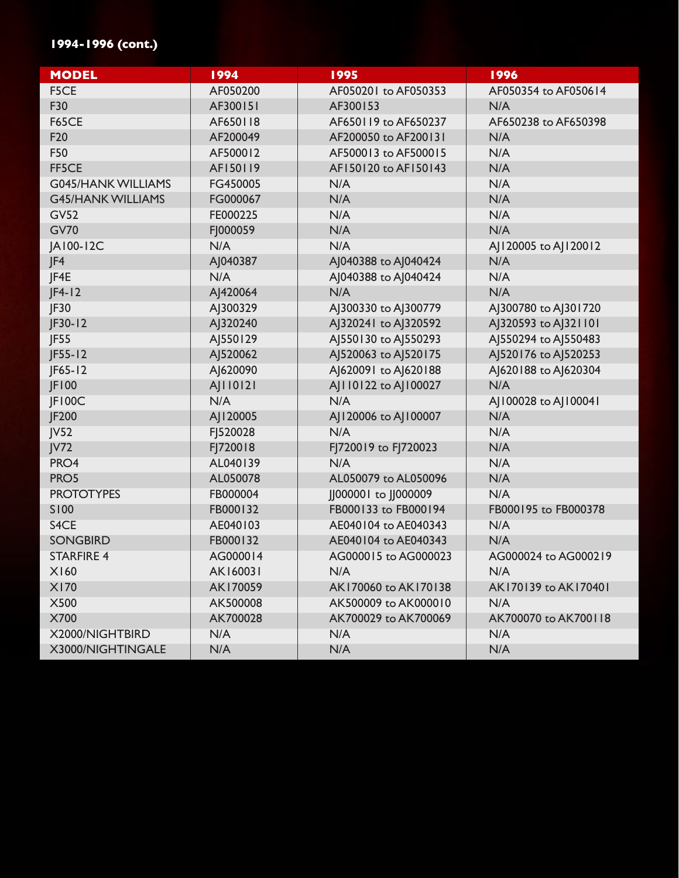**1994-1996 (cont.)**

| MODEL | 1994 | 1995 | 1996 |
|---|---|---|---|
| F5CE | AF050200 | AF050201 to AF050353 | AF050354 to AF050614 |
| F30 | AF300151 | AF300153 | N/A |
| F65CE | AF650118 | AF650119 to AF650237 | AF650238 to AF650398 |
| F20 | AF200049 | AF200050 to AF200131 | N/A |
| F50 | AF500012 | AF500013 to AF500015 | N/A |
| FF5CE | AF150119 | AF150120 to AF150143 | N/A |
| G045/HANK WILLIAMS | FG450005 | N/A | N/A |
| G45/HANK WILLIAMS | FG000067 | N/A | N/A |
| GV52 | FE000225 | N/A | N/A |
| GV70 | FJ000059 | N/A | N/A |
| JA100-12C | N/A | N/A | AJ120005 to AJ120012 |
| JF4 | AJ040387 | AJ040388 to AJ040424 | N/A |
| JF4E | N/A | AJ040388 to AJ040424 | N/A |
| JF4-12 | AJ420064 | N/A | N/A |
| JF30 | AJ300329 | AJ300330 to AJ300779 | AJ300780 to AJ301720 |
| JF30-12 | AJ320240 | AJ320241 to AJ320592 | AJ320593 to AJ321101 |
| JF55 | AJ550129 | AJ550130 to AJ550293 | AJ550294 to AJ550483 |
| JF55-12 | AJ520062 | AJ520063 to AJ520175 | AJ520176 to AJ520253 |
| JF65-12 | AJ620090 | AJ620091 to AJ620188 | AJ620188 to AJ620304 |
| JF100 | AJ110121 | AJ110122 to AJ100027 | N/A |
| JF100C | N/A | N/A | AJ100028 to AJ100041 |
| JF200 | AJ120005 | AJ120006 to AJ100007 | N/A |
| JV52 | FJ520028 | N/A | N/A |
| JV72 | FJ720018 | FJ720019 to FJ720023 | N/A |
| PRO4 | AL040139 | N/A | N/A |
| PRO5 | AL050078 | AL050079 to AL050096 | N/A |
| PROTOTYPES | FB000004 | JJ000001 to JJ000009 | N/A |
| S100 | FB000132 | FB000133 to FB000194 | FB000195 to FB000378 |
| S4CE | AE040103 | AE040104 to AE040343 | N/A |
| SONGBIRD | FB000132 | AE040104 to AE040343 | N/A |
| STARFIRE 4 | AG000014 | AG000015 to AG000023 | AG000024 to AG000219 |
| X160 | AK160031 | N/A | N/A |
| X170 | AK170059 | AK170060 to AK170138 | AK170139 to AK170401 |
| X500 | AK500008 | AK500009 to AK000010 | N/A |
| X700 | AK700028 | AK700029 to AK700069 | AK700070 to AK700118 |
| X2000/NIGHTBIRD | N/A | N/A | N/A |
| X3000/NIGHTINGALE | N/A | N/A | N/A |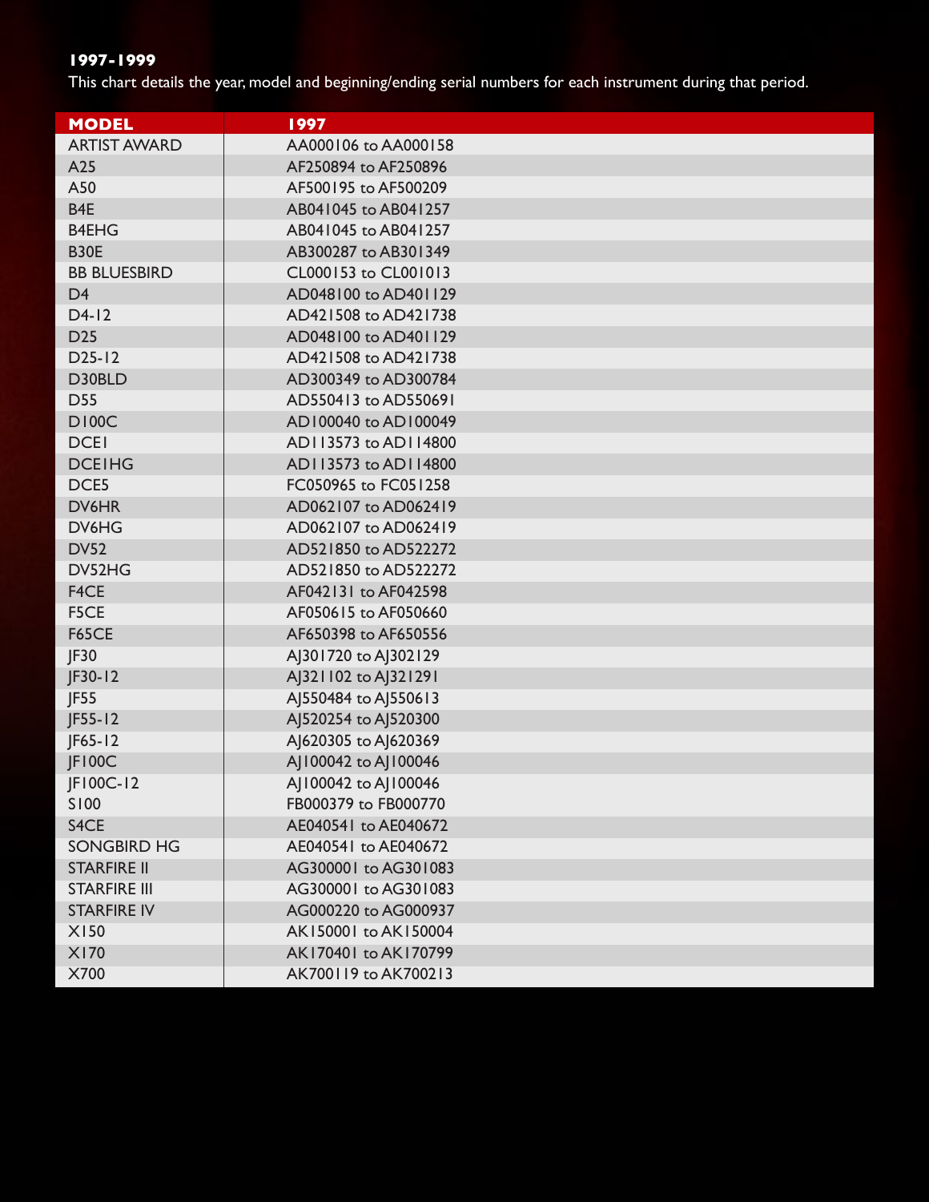**1997-1999**

This chart details the year, model and beginning/ending serial numbers for each instrument during that period.

| MODEL | 1997 |
|---|---|
| ARTIST AWARD | AA000106 to AA000158 |
| A25 | AF250894 to AF250896 |
| A50 | AF500195 to AF500209 |
| B4E | AB041045 to AB041257 |
| B4EHG | AB041045 to AB041257 |
| B30E | AB300287 to AB301349 |
| BB BLUESBIRD | CL000153 to CL001013 |
| D4 | AD048100 to AD401129 |
| D4-12 | AD421508 to AD421738 |
| D25 | AD048100 to AD401129 |
| D25-12 | AD421508 to AD421738 |
| D30BLD | AD300349 to AD300784 |
| D55 | AD550413 to AD550691 |
| D100C | AD100040 to AD100049 |
| DCE1 | AD113573 to AD114800 |
| DCE1HG | AD113573 to AD114800 |
| DCE5 | FC050965 to FC051258 |
| DV6HR | AD062107 to AD062419 |
| DV6HG | AD062107 to AD062419 |
| DV52 | AD521850 to AD522272 |
| DV52HG | AD521850 to AD522272 |
| F4CE | AF042131 to AF042598 |
| F5CE | AF050615 to AF050660 |
| F65CE | AF650398 to AF650556 |
| JF30 | AJ301720 to AJ302129 |
| JF30-12 | AJ321102 to AJ321291 |
| JF55 | AJ550484 to AJ550613 |
| JF55-12 | AJ520254 to AJ520300 |
| JF65-12 | AJ620305 to AJ620369 |
| JF100C | AJ100042 to AJ100046 |
| JF100C-12 | AJ100042 to AJ100046 |
| S100 | FB000379 to FB000770 |
| S4CE | AE040541 to AE040672 |
| SONGBIRD HG | AE040541 to AE040672 |
| STARFIRE II | AG300001 to AG301083 |
| STARFIRE III | AG300001 to AG301083 |
| STARFIRE IV | AG000220 to AG000937 |
| X150 | AK150001 to AK150004 |
| X170 | AK170401 to AK170799 |
| X700 | AK700119 to AK700213 |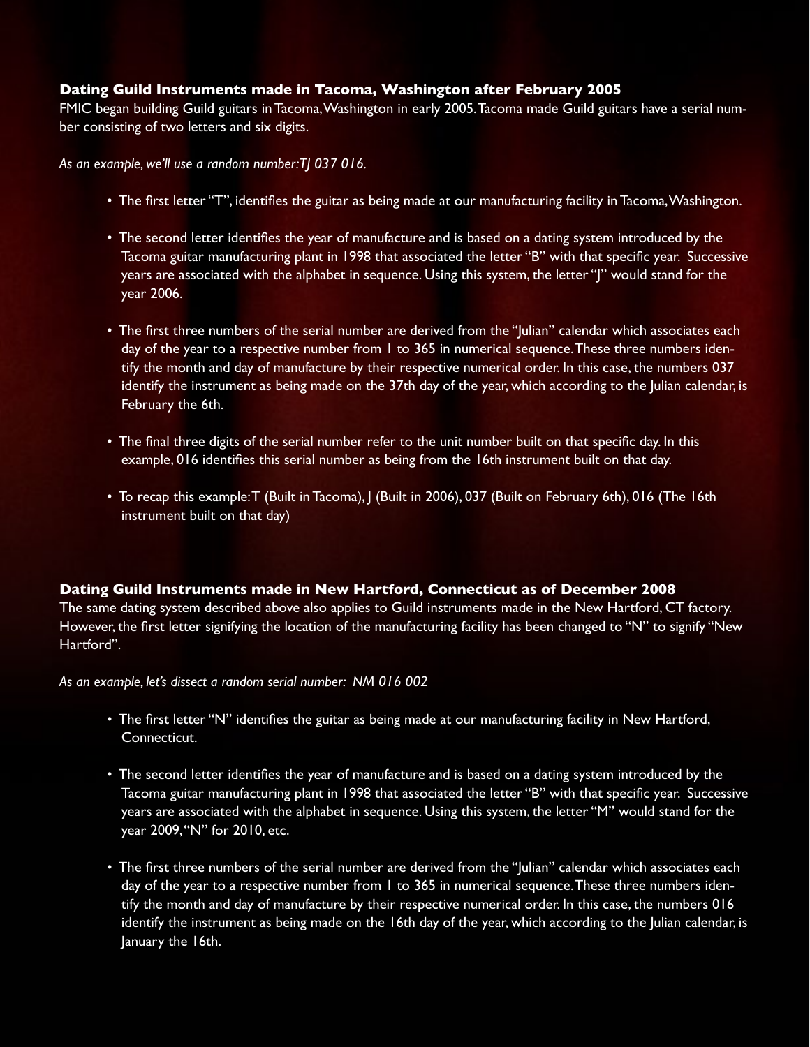### Dating Guild Instruments made in Tacoma, Washington after February 2005

FMIC began building Guild guitars in Tacoma, Washington in early 2005. Tacoma made Guild guitars have a serial number consisting of two letters and six digits.

*As an example, we'll use a random number: TJ 037 016.*

- The first letter "T", identifies the guitar as being made at our manufacturing facility in Tacoma, Washington.
- The second letter identifies the year of manufacture and is based on a dating system introduced by the Tacoma guitar manufacturing plant in 1998 that associated the letter "B" with that specific year. Successive years are associated with the alphabet in sequence. Using this system, the letter "J" would stand for the year 2006.
- The first three numbers of the serial number are derived from the "Julian" calendar which associates each day of the year to a respective number from 1 to 365 in numerical sequence. These three numbers identify the month and day of manufacture by their respective numerical order. In this case, the numbers 037 identify the instrument as being made on the 37th day of the year, which according to the Julian calendar, is February the 6th.
- The final three digits of the serial number refer to the unit number built on that specific day. In this example, 016 identifies this serial number as being from the 16th instrument built on that day.
- To recap this example: T (Built in Tacoma), J (Built in 2006), 037 (Built on February 6th), 016 (The 16th instrument built on that day)

### Dating Guild Instruments made in New Hartford, Connecticut as of December 2008

The same dating system described above also applies to Guild instruments made in the New Hartford, CT factory. However, the first letter signifying the location of the manufacturing facility has been changed to "N" to signify "New Hartford".

*As an example, let's dissect a random serial number: NM 016 002*

- The first letter "N" identifies the guitar as being made at our manufacturing facility in New Hartford, Connecticut.
- The second letter identifies the year of manufacture and is based on a dating system introduced by the Tacoma guitar manufacturing plant in 1998 that associated the letter "B" with that specific year. Successive years are associated with the alphabet in sequence. Using this system, the letter "M" would stand for the year 2009, "N" for 2010, etc.
- The first three numbers of the serial number are derived from the "Julian" calendar which associates each day of the year to a respective number from 1 to 365 in numerical sequence. These three numbers identify the month and day of manufacture by their respective numerical order. In this case, the numbers 016 identify the instrument as being made on the 16th day of the year, which according to the Julian calendar, is January the 16th.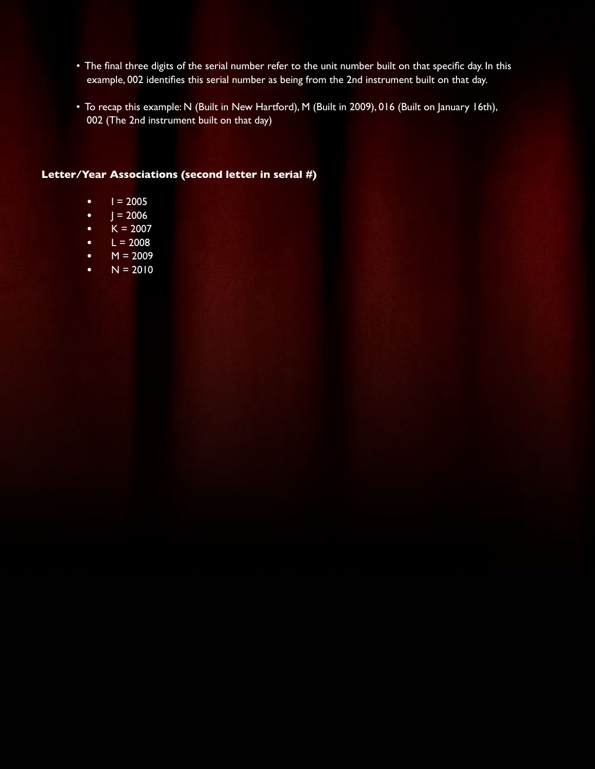- The final three digits of the serial number refer to the unit number built on that specific day. In this example, 002 identifies this serial number as being from the 2nd instrument built on that day.

- To recap this example: N (Built in New Hartford), M (Built in 2009), 016 (Built on January 16th), 002 (The 2nd instrument built on that day)

**Letter/Year Associations (second letter in serial #)**

- I = 2005
- J = 2006
- K = 2007
- L = 2008
- M = 2009
- N = 2010